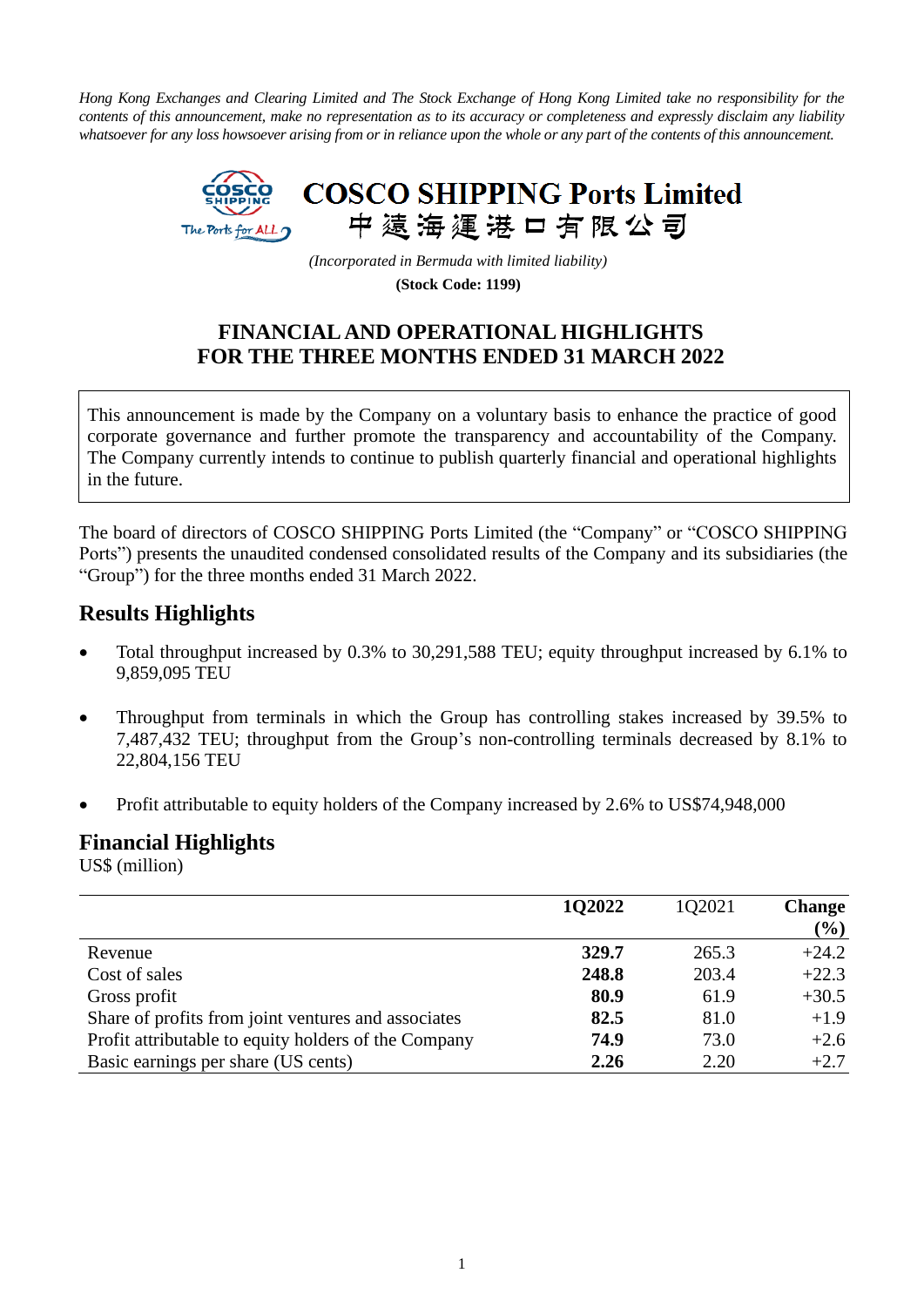*Hong Kong Exchanges and Clearing Limited and The Stock Exchange of Hong Kong Limited take no responsibility for the contents of this announcement, make no representation as to its accuracy or completeness and expressly disclaim any liability whatsoever for any loss howsoever arising from or in reliance upon the whole or any part of the contents of this announcement.*

# COSCO SHIPPING Ports Limited
# 中遠海運港口有限公司

*(Incorporated in Bermuda with limited liability)*

**(Stock Code: 1199)**

## FINANCIAL AND OPERATIONAL HIGHLIGHTS FOR THE THREE MONTHS ENDED 31 MARCH 2022

This announcement is made by the Company on a voluntary basis to enhance the practice of good corporate governance and further promote the transparency and accountability of the Company. The Company currently intends to continue to publish quarterly financial and operational highlights in the future.

The board of directors of COSCO SHIPPING Ports Limited (the "Company" or "COSCO SHIPPING Ports") presents the unaudited condensed consolidated results of the Company and its subsidiaries (the "Group") for the three months ended 31 March 2022.

## Results Highlights

- Total throughput increased by 0.3% to 30,291,588 TEU; equity throughput increased by 6.1% to 9,859,095 TEU
- Throughput from terminals in which the Group has controlling stakes increased by 39.5% to 7,487,432 TEU; throughput from the Group's non-controlling terminals decreased by 8.1% to 22,804,156 TEU
- Profit attributable to equity holders of the Company increased by 2.6% to US$74,948,000

## Financial Highlights

US$ (million)

| | **1Q2022** | 1Q2021 | **Change (%)** |
|---|---|---|---|
| Revenue | **329.7** | 265.3 | +24.2 |
| Cost of sales | **248.8** | 203.4 | +22.3 |
| Gross profit | **80.9** | 61.9 | +30.5 |
| Share of profits from joint ventures and associates | **82.5** | 81.0 | +1.9 |
| Profit attributable to equity holders of the Company | **74.9** | 73.0 | +2.6 |
| Basic earnings per share (US cents) | **2.26** | 2.20 | +2.7 |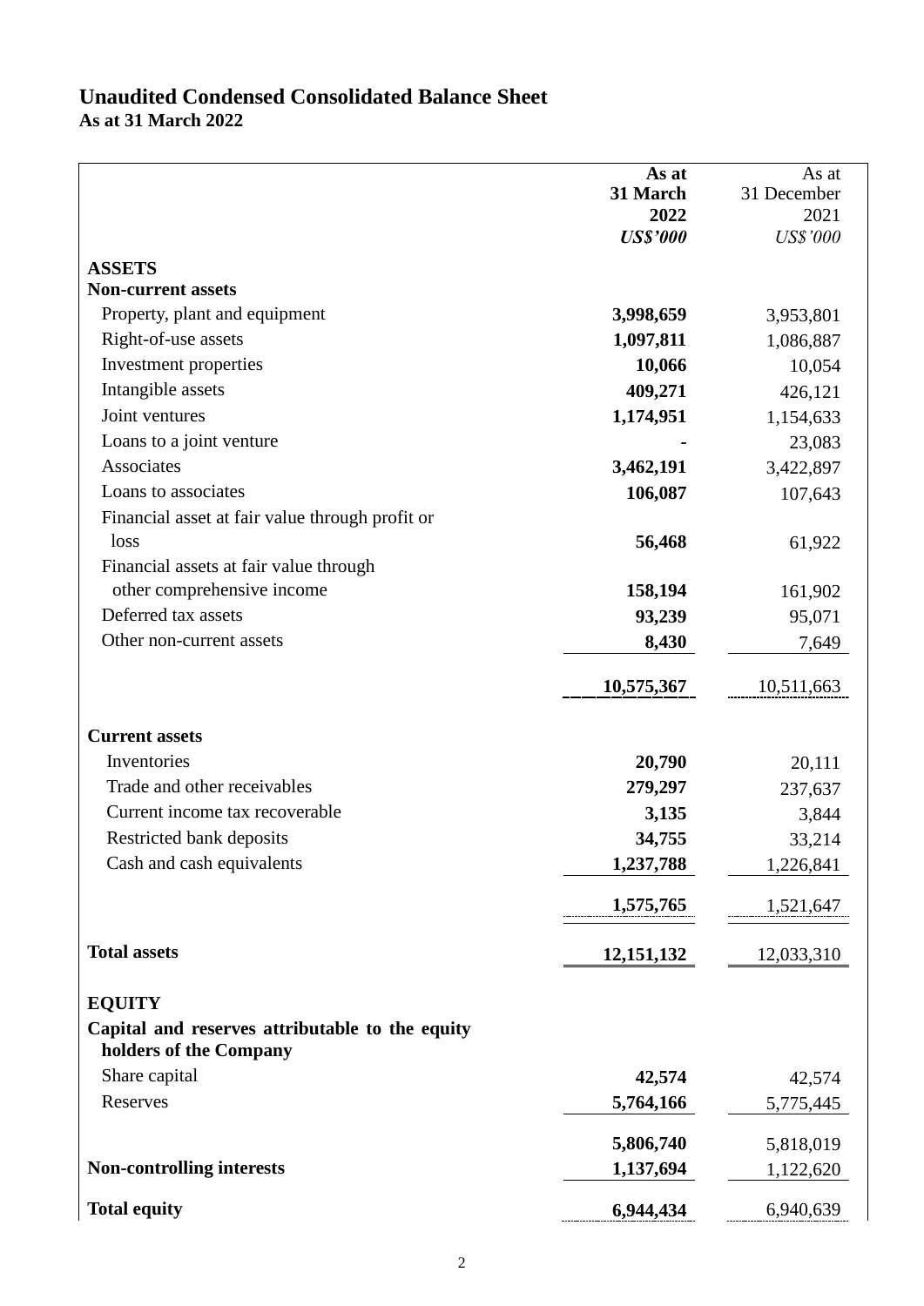## Unaudited Condensed Consolidated Balance Sheet
**As at 31 March 2022**

| | As at 31 March 2022 *US$'000* | As at 31 December 2021 *US$'000* |
|---|---|---|
| **ASSETS** | | |
| **Non-current assets** | | |
| Property, plant and equipment | **3,998,659** | 3,953,801 |
| Right-of-use assets | **1,097,811** | 1,086,887 |
| Investment properties | **10,066** | 10,054 |
| Intangible assets | **409,271** | 426,121 |
| Joint ventures | **1,174,951** | 1,154,633 |
| Loans to a joint venture | **-** | 23,083 |
| Associates | **3,462,191** | 3,422,897 |
| Loans to associates | **106,087** | 107,643 |
| Financial asset at fair value through profit or loss | **56,468** | 61,922 |
| Financial assets at fair value through other comprehensive income | **158,194** | 161,902 |
| Deferred tax assets | **93,239** | 95,071 |
| Other non-current assets | **8,430** | 7,649 |
| | **10,575,367** | 10,511,663 |
| **Current assets** | | |
| Inventories | **20,790** | 20,111 |
| Trade and other receivables | **279,297** | 237,637 |
| Current income tax recoverable | **3,135** | 3,844 |
| Restricted bank deposits | **34,755** | 33,214 |
| Cash and cash equivalents | **1,237,788** | 1,226,841 |
| | **1,575,765** | 1,521,647 |
| **Total assets** | **12,151,132** | 12,033,310 |
| **EQUITY** | | |
| **Capital and reserves attributable to the equity holders of the Company** | | |
| Share capital | **42,574** | 42,574 |
| Reserves | **5,764,166** | 5,775,445 |
| | **5,806,740** | 5,818,019 |
| **Non-controlling interests** | **1,137,694** | 1,122,620 |
| **Total equity** | **6,944,434** | 6,940,639 |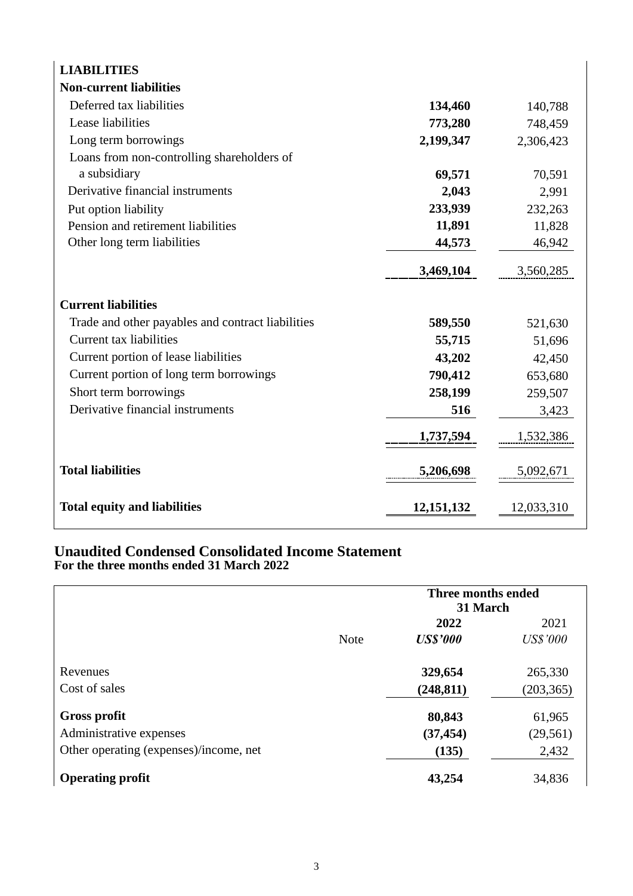| | | |
|---|---|---|
| **LIABILITIES** | | |
| **Non-current liabilities** | | |
| Deferred tax liabilities | **134,460** | 140,788 |
| Lease liabilities | **773,280** | 748,459 |
| Long term borrowings | **2,199,347** | 2,306,423 |
| Loans from non-controlling shareholders of a subsidiary | **69,571** | 70,591 |
| Derivative financial instruments | **2,043** | 2,991 |
| Put option liability | **233,939** | 232,263 |
| Pension and retirement liabilities | **11,891** | 11,828 |
| Other long term liabilities | **44,573** | 46,942 |
| | **3,469,104** | 3,560,285 |
| **Current liabilities** | | |
| Trade and other payables and contract liabilities | **589,550** | 521,630 |
| Current tax liabilities | **55,715** | 51,696 |
| Current portion of lease liabilities | **43,202** | 42,450 |
| Current portion of long term borrowings | **790,412** | 653,680 |
| Short term borrowings | **258,199** | 259,507 |
| Derivative financial instruments | **516** | 3,423 |
| | **1,737,594** | 1,532,386 |
| **Total liabilities** | **5,206,698** | 5,092,671 |
| **Total equity and liabilities** | **12,151,132** | 12,033,310 |

## Unaudited Condensed Consolidated Income Statement
**For the three months ended 31 March 2022**

| | | **Three months ended 31 March** | |
|---|---|---|---|
| | | **2022** | 2021 |
| | Note | ***US$'000*** | *US$'000* |
| Revenues | | **329,654** | 265,330 |
| Cost of sales | | **(248,811)** | (203,365) |
| **Gross profit** | | **80,843** | 61,965 |
| Administrative expenses | | **(37,454)** | (29,561) |
| Other operating (expenses)/income, net | | **(135)** | 2,432 |
| **Operating profit** | | **43,254** | 34,836 |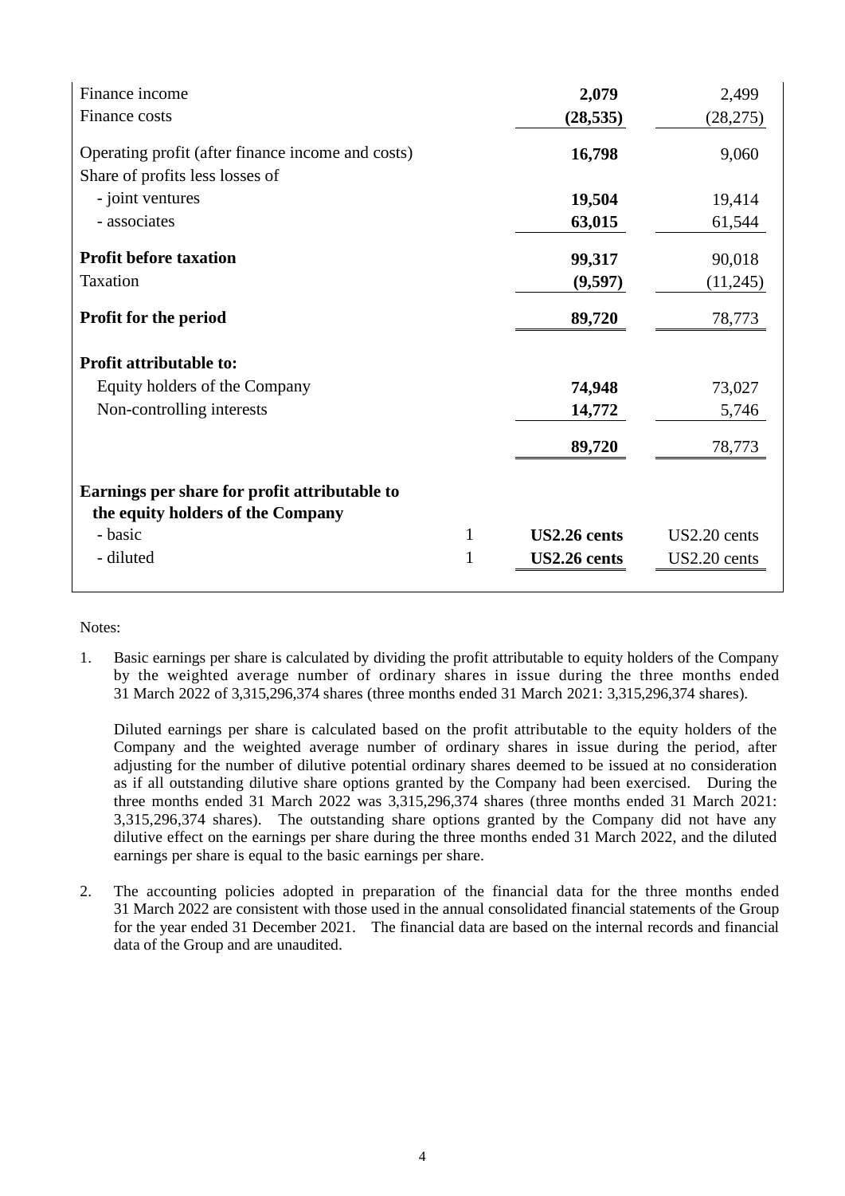| | Note | | |
|---|---|---|---|
| Finance income | | **2,079** | 2,499 |
| Finance costs | | **(28,535)** | (28,275) |
| Operating profit (after finance income and costs) | | **16,798** | 9,060 |
| Share of profits less losses of | | | |
| - joint ventures | | **19,504** | 19,414 |
| - associates | | **63,015** | 61,544 |
| **Profit before taxation** | | **99,317** | 90,018 |
| Taxation | | **(9,597)** | (11,245) |
| **Profit for the period** | | **89,720** | 78,773 |
| **Profit attributable to:** | | | |
| Equity holders of the Company | | **74,948** | 73,027 |
| Non-controlling interests | | **14,772** | 5,746 |
| | | **89,720** | 78,773 |
| **Earnings per share for profit attributable to the equity holders of the Company** | | | |
| - basic | 1 | **US2.26 cents** | US2.20 cents |
| - diluted | 1 | **US2.26 cents** | US2.20 cents |

Notes:

1. Basic earnings per share is calculated by dividing the profit attributable to equity holders of the Company by the weighted average number of ordinary shares in issue during the three months ended 31 March 2022 of 3,315,296,374 shares (three months ended 31 March 2021: 3,315,296,374 shares).

   Diluted earnings per share is calculated based on the profit attributable to the equity holders of the Company and the weighted average number of ordinary shares in issue during the period, after adjusting for the number of dilutive potential ordinary shares deemed to be issued at no consideration as if all outstanding dilutive share options granted by the Company had been exercised. During the three months ended 31 March 2022 was 3,315,296,374 shares (three months ended 31 March 2021: 3,315,296,374 shares). The outstanding share options granted by the Company did not have any dilutive effect on the earnings per share during the three months ended 31 March 2022, and the diluted earnings per share is equal to the basic earnings per share.

2. The accounting policies adopted in preparation of the financial data for the three months ended 31 March 2022 are consistent with those used in the annual consolidated financial statements of the Group for the year ended 31 December 2021. The financial data are based on the internal records and financial data of the Group and are unaudited.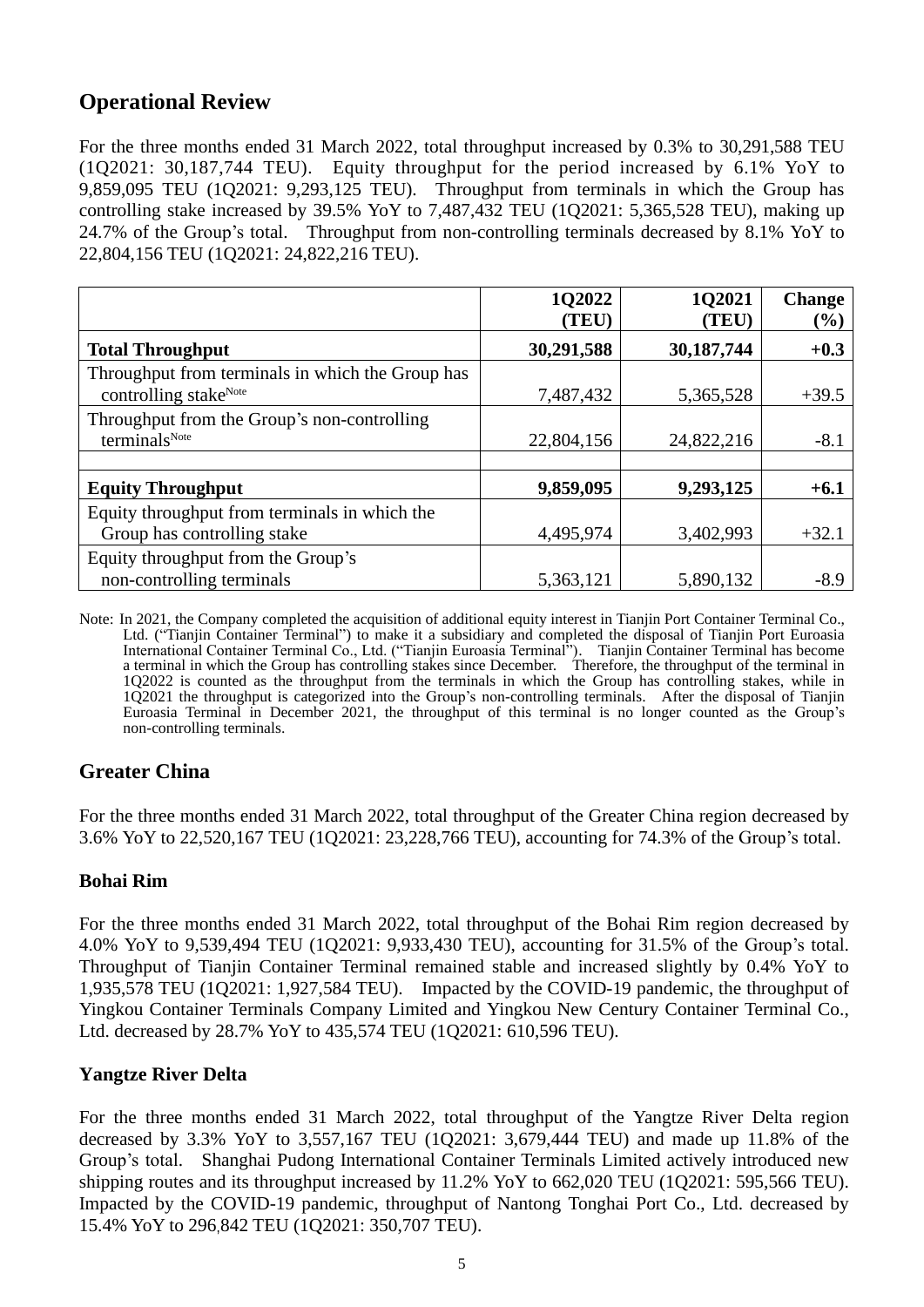## Operational Review

For the three months ended 31 March 2022, total throughput increased by 0.3% to 30,291,588 TEU (1Q2021: 30,187,744 TEU). Equity throughput for the period increased by 6.1% YoY to 9,859,095 TEU (1Q2021: 9,293,125 TEU). Throughput from terminals in which the Group has controlling stake increased by 39.5% YoY to 7,487,432 TEU (1Q2021: 5,365,528 TEU), making up 24.7% of the Group's total. Throughput from non-controlling terminals decreased by 8.1% YoY to 22,804,156 TEU (1Q2021: 24,822,216 TEU).

| | 1Q2022 (TEU) | 1Q2021 (TEU) | Change (%) |
|---|---|---|---|
| **Total Throughput** | **30,291,588** | **30,187,744** | **+0.3** |
| Throughput from terminals in which the Group has controlling stake[Note] | 7,487,432 | 5,365,528 | +39.5 |
| Throughput from the Group's non-controlling terminals[Note] | 22,804,156 | 24,822,216 | -8.1 |
| | | | |
| **Equity Throughput** | **9,859,095** | **9,293,125** | **+6.1** |
| Equity throughput from terminals in which the Group has controlling stake | 4,495,974 | 3,402,993 | +32.1 |
| Equity throughput from the Group's non-controlling terminals | 5,363,121 | 5,890,132 | -8.9 |

Note: In 2021, the Company completed the acquisition of additional equity interest in Tianjin Port Container Terminal Co., Ltd. ("Tianjin Container Terminal") to make it a subsidiary and completed the disposal of Tianjin Port Euroasia International Container Terminal Co., Ltd. ("Tianjin Euroasia Terminal"). Tianjin Container Terminal has become a terminal in which the Group has controlling stakes since December. Therefore, the throughput of the terminal in 1Q2022 is counted as the throughput from the terminals in which the Group has controlling stakes, while in 1Q2021 the throughput is categorized into the Group's non-controlling terminals. After the disposal of Tianjin Euroasia Terminal in December 2021, the throughput of this terminal is no longer counted as the Group's non-controlling terminals.

## Greater China

For the three months ended 31 March 2022, total throughput of the Greater China region decreased by 3.6% YoY to 22,520,167 TEU (1Q2021: 23,228,766 TEU), accounting for 74.3% of the Group's total.

### Bohai Rim

For the three months ended 31 March 2022, total throughput of the Bohai Rim region decreased by 4.0% YoY to 9,539,494 TEU (1Q2021: 9,933,430 TEU), accounting for 31.5% of the Group's total. Throughput of Tianjin Container Terminal remained stable and increased slightly by 0.4% YoY to 1,935,578 TEU (1Q2021: 1,927,584 TEU). Impacted by the COVID-19 pandemic, the throughput of Yingkou Container Terminals Company Limited and Yingkou New Century Container Terminal Co., Ltd. decreased by 28.7% YoY to 435,574 TEU (1Q2021: 610,596 TEU).

### Yangtze River Delta

For the three months ended 31 March 2022, total throughput of the Yangtze River Delta region decreased by 3.3% YoY to 3,557,167 TEU (1Q2021: 3,679,444 TEU) and made up 11.8% of the Group's total. Shanghai Pudong International Container Terminals Limited actively introduced new shipping routes and its throughput increased by 11.2% YoY to 662,020 TEU (1Q2021: 595,566 TEU). Impacted by the COVID-19 pandemic, throughput of Nantong Tonghai Port Co., Ltd. decreased by 15.4% YoY to 296,842 TEU (1Q2021: 350,707 TEU).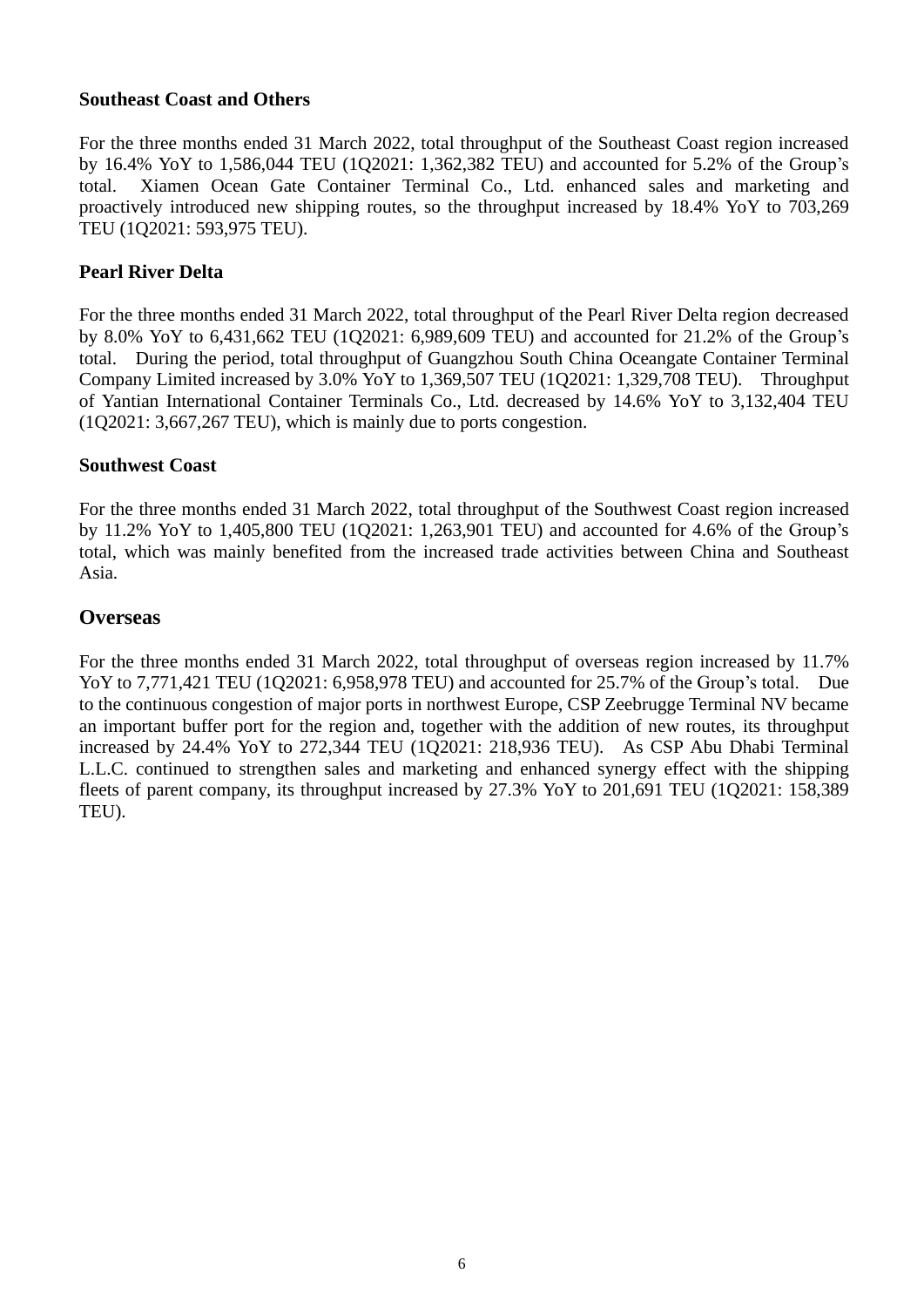### Southeast Coast and Others

For the three months ended 31 March 2022, total throughput of the Southeast Coast region increased by 16.4% YoY to 1,586,044 TEU (1Q2021: 1,362,382 TEU) and accounted for 5.2% of the Group's total. Xiamen Ocean Gate Container Terminal Co., Ltd. enhanced sales and marketing and proactively introduced new shipping routes, so the throughput increased by 18.4% YoY to 703,269 TEU (1Q2021: 593,975 TEU).

### Pearl River Delta

For the three months ended 31 March 2022, total throughput of the Pearl River Delta region decreased by 8.0% YoY to 6,431,662 TEU (1Q2021: 6,989,609 TEU) and accounted for 21.2% of the Group's total. During the period, total throughput of Guangzhou South China Oceangate Container Terminal Company Limited increased by 3.0% YoY to 1,369,507 TEU (1Q2021: 1,329,708 TEU). Throughput of Yantian International Container Terminals Co., Ltd. decreased by 14.6% YoY to 3,132,404 TEU (1Q2021: 3,667,267 TEU), which is mainly due to ports congestion.

### Southwest Coast

For the three months ended 31 March 2022, total throughput of the Southwest Coast region increased by 11.2% YoY to 1,405,800 TEU (1Q2021: 1,263,901 TEU) and accounted for 4.6% of the Group's total, which was mainly benefited from the increased trade activities between China and Southeast Asia.

## Overseas

For the three months ended 31 March 2022, total throughput of overseas region increased by 11.7% YoY to 7,771,421 TEU (1Q2021: 6,958,978 TEU) and accounted for 25.7% of the Group's total. Due to the continuous congestion of major ports in northwest Europe, CSP Zeebrugge Terminal NV became an important buffer port for the region and, together with the addition of new routes, its throughput increased by 24.4% YoY to 272,344 TEU (1Q2021: 218,936 TEU). As CSP Abu Dhabi Terminal L.L.C. continued to strengthen sales and marketing and enhanced synergy effect with the shipping fleets of parent company, its throughput increased by 27.3% YoY to 201,691 TEU (1Q2021: 158,389 TEU).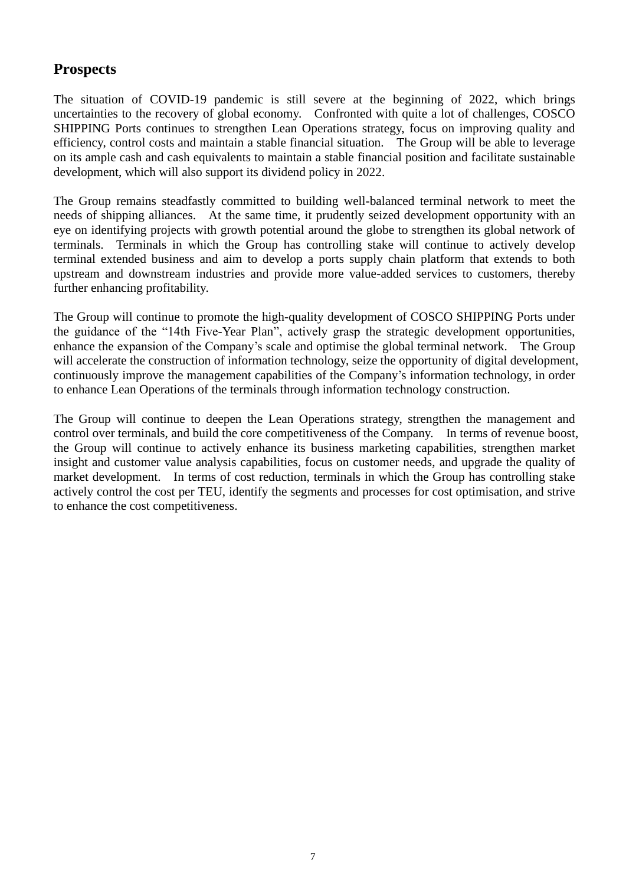## Prospects

The situation of COVID-19 pandemic is still severe at the beginning of 2022, which brings uncertainties to the recovery of global economy. Confronted with quite a lot of challenges, COSCO SHIPPING Ports continues to strengthen Lean Operations strategy, focus on improving quality and efficiency, control costs and maintain a stable financial situation. The Group will be able to leverage on its ample cash and cash equivalents to maintain a stable financial position and facilitate sustainable development, which will also support its dividend policy in 2022.

The Group remains steadfastly committed to building well-balanced terminal network to meet the needs of shipping alliances. At the same time, it prudently seized development opportunity with an eye on identifying projects with growth potential around the globe to strengthen its global network of terminals. Terminals in which the Group has controlling stake will continue to actively develop terminal extended business and aim to develop a ports supply chain platform that extends to both upstream and downstream industries and provide more value-added services to customers, thereby further enhancing profitability.

The Group will continue to promote the high-quality development of COSCO SHIPPING Ports under the guidance of the "14th Five-Year Plan", actively grasp the strategic development opportunities, enhance the expansion of the Company's scale and optimise the global terminal network. The Group will accelerate the construction of information technology, seize the opportunity of digital development, continuously improve the management capabilities of the Company's information technology, in order to enhance Lean Operations of the terminals through information technology construction.

The Group will continue to deepen the Lean Operations strategy, strengthen the management and control over terminals, and build the core competitiveness of the Company. In terms of revenue boost, the Group will continue to actively enhance its business marketing capabilities, strengthen market insight and customer value analysis capabilities, focus on customer needs, and upgrade the quality of market development. In terms of cost reduction, terminals in which the Group has controlling stake actively control the cost per TEU, identify the segments and processes for cost optimisation, and strive to enhance the cost competitiveness.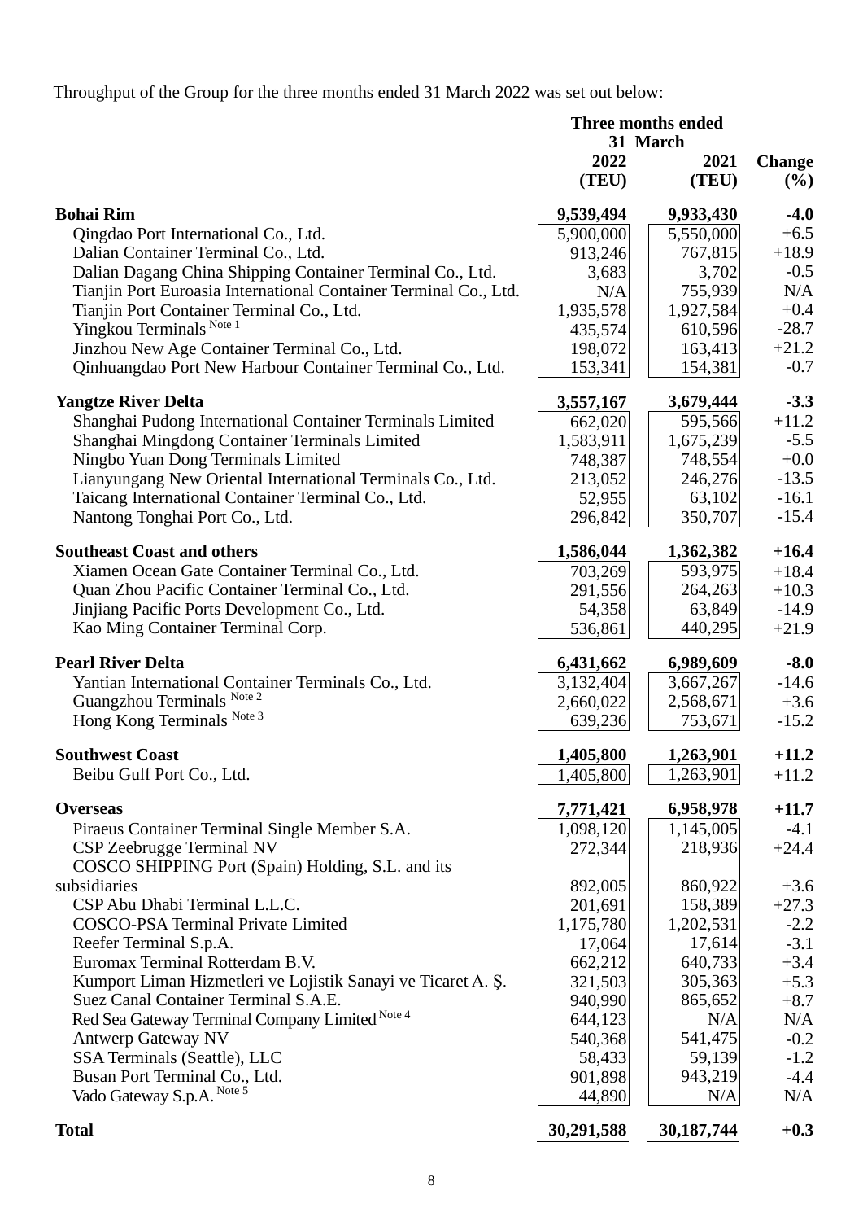Throughput of the Group for the three months ended 31 March 2022 was set out below:

| | Three months ended 31 March | | |
|---|---|---|---|
| | 2022 (TEU) | 2021 (TEU) | Change (%) |
| **Bohai Rim** | **9,539,494** | **9,933,430** | **-4.0** |
| Qingdao Port International Co., Ltd. | 5,900,000 | 5,550,000 | +6.5 |
| Dalian Container Terminal Co., Ltd. | 913,246 | 767,815 | +18.9 |
| Dalian Dagang China Shipping Container Terminal Co., Ltd. | 3,683 | 3,702 | -0.5 |
| Tianjin Port Euroasia International Container Terminal Co., Ltd. | N/A | 755,939 | N/A |
| Tianjin Port Container Terminal Co., Ltd. | 1,935,578 | 1,927,584 | +0.4 |
| Yingkou Terminals Note 1 | 435,574 | 610,596 | -28.7 |
| Jinzhou New Age Container Terminal Co., Ltd. | 198,072 | 163,413 | +21.2 |
| Qinhuangdao Port New Harbour Container Terminal Co., Ltd. | 153,341 | 154,381 | -0.7 |
| **Yangtze River Delta** | **3,557,167** | **3,679,444** | **-3.3** |
| Shanghai Pudong International Container Terminals Limited | 662,020 | 595,566 | +11.2 |
| Shanghai Mingdong Container Terminals Limited | 1,583,911 | 1,675,239 | -5.5 |
| Ningbo Yuan Dong Terminals Limited | 748,387 | 748,554 | +0.0 |
| Lianyungang New Oriental International Terminals Co., Ltd. | 213,052 | 246,276 | -13.5 |
| Taicang International Container Terminal Co., Ltd. | 52,955 | 63,102 | -16.1 |
| Nantong Tonghai Port Co., Ltd. | 296,842 | 350,707 | -15.4 |
| **Southeast Coast and others** | **1,586,044** | **1,362,382** | **+16.4** |
| Xiamen Ocean Gate Container Terminal Co., Ltd. | 703,269 | 593,975 | +18.4 |
| Quan Zhou Pacific Container Terminal Co., Ltd. | 291,556 | 264,263 | +10.3 |
| Jinjiang Pacific Ports Development Co., Ltd. | 54,358 | 63,849 | -14.9 |
| Kao Ming Container Terminal Corp. | 536,861 | 440,295 | +21.9 |
| **Pearl River Delta** | **6,431,662** | **6,989,609** | **-8.0** |
| Yantian International Container Terminals Co., Ltd. | 3,132,404 | 3,667,267 | -14.6 |
| Guangzhou Terminals Note 2 | 2,660,022 | 2,568,671 | +3.6 |
| Hong Kong Terminals Note 3 | 639,236 | 753,671 | -15.2 |
| **Southwest Coast** | **1,405,800** | **1,263,901** | **+11.2** |
| Beibu Gulf Port Co., Ltd. | 1,405,800 | 1,263,901 | +11.2 |
| **Overseas** | **7,771,421** | **6,958,978** | **+11.7** |
| Piraeus Container Terminal Single Member S.A. | 1,098,120 | 1,145,005 | -4.1 |
| CSP Zeebrugge Terminal NV | 272,344 | 218,936 | +24.4 |
| COSCO SHIPPING Port (Spain) Holding, S.L. and its subsidiaries | 892,005 | 860,922 | +3.6 |
| CSP Abu Dhabi Terminal L.L.C. | 201,691 | 158,389 | +27.3 |
| COSCO-PSA Terminal Private Limited | 1,175,780 | 1,202,531 | -2.2 |
| Reefer Terminal S.p.A. | 17,064 | 17,614 | -3.1 |
| Euromax Terminal Rotterdam B.V. | 662,212 | 640,733 | +3.4 |
| Kumport Liman Hizmetleri ve Lojistik Sanayi ve Ticaret A. Ş. | 321,503 | 305,363 | +5.3 |
| Suez Canal Container Terminal S.A.E. | 940,990 | 865,652 | +8.7 |
| Red Sea Gateway Terminal Company Limited Note 4 | 644,123 | N/A | N/A |
| Antwerp Gateway NV | 540,368 | 541,475 | -0.2 |
| SSA Terminals (Seattle), LLC | 58,433 | 59,139 | -1.2 |
| Busan Port Terminal Co., Ltd. | 901,898 | 943,219 | -4.4 |
| Vado Gateway S.p.A. Note 5 | 44,890 | N/A | N/A |
| **Total** | **30,291,588** | **30,187,744** | **+0.3** |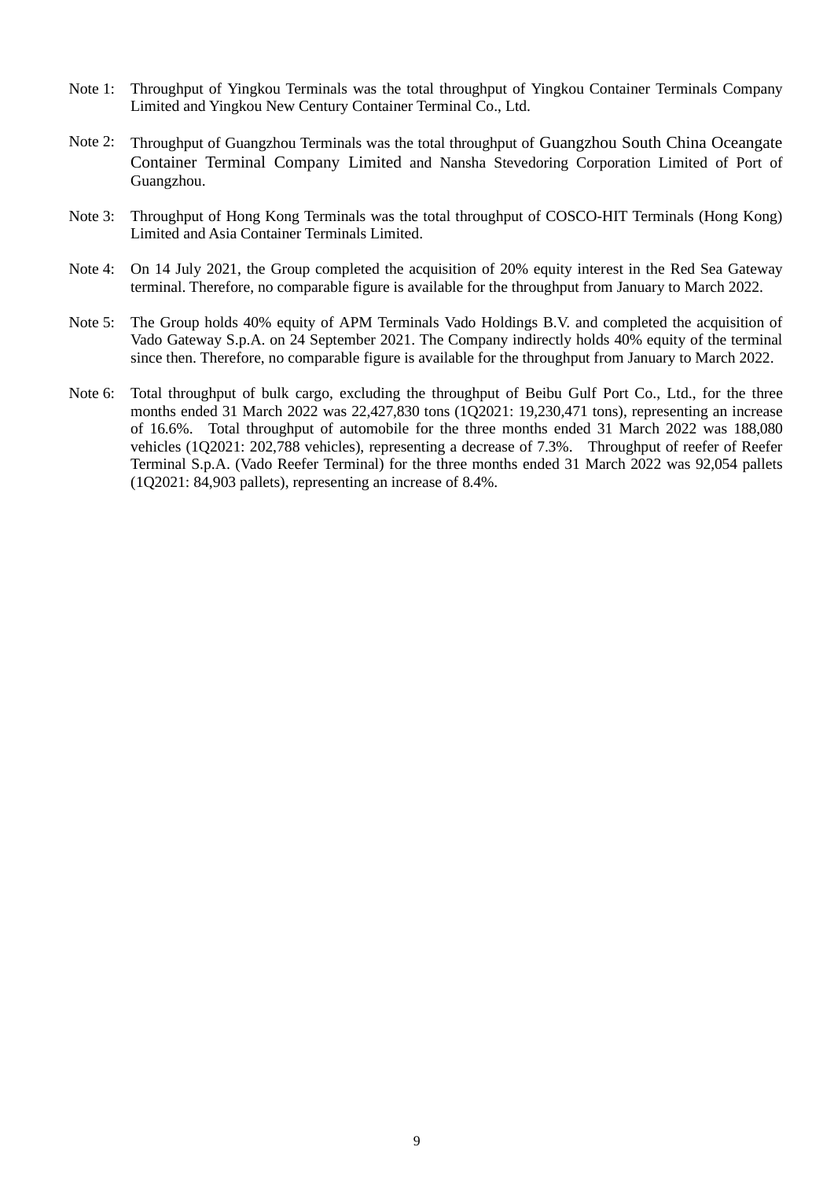Note 1: Throughput of Yingkou Terminals was the total throughput of Yingkou Container Terminals Company Limited and Yingkou New Century Container Terminal Co., Ltd.

Note 2: Throughput of Guangzhou Terminals was the total throughput of Guangzhou South China Oceangate Container Terminal Company Limited and Nansha Stevedoring Corporation Limited of Port of Guangzhou.

Note 3: Throughput of Hong Kong Terminals was the total throughput of COSCO-HIT Terminals (Hong Kong) Limited and Asia Container Terminals Limited.

Note 4: On 14 July 2021, the Group completed the acquisition of 20% equity interest in the Red Sea Gateway terminal. Therefore, no comparable figure is available for the throughput from January to March 2022.

Note 5: The Group holds 40% equity of APM Terminals Vado Holdings B.V. and completed the acquisition of Vado Gateway S.p.A. on 24 September 2021. The Company indirectly holds 40% equity of the terminal since then. Therefore, no comparable figure is available for the throughput from January to March 2022.

Note 6: Total throughput of bulk cargo, excluding the throughput of Beibu Gulf Port Co., Ltd., for the three months ended 31 March 2022 was 22,427,830 tons (1Q2021: 19,230,471 tons), representing an increase of 16.6%. Total throughput of automobile for the three months ended 31 March 2022 was 188,080 vehicles (1Q2021: 202,788 vehicles), representing a decrease of 7.3%. Throughput of reefer of Reefer Terminal S.p.A. (Vado Reefer Terminal) for the three months ended 31 March 2022 was 92,054 pallets (1Q2021: 84,903 pallets), representing an increase of 8.4%.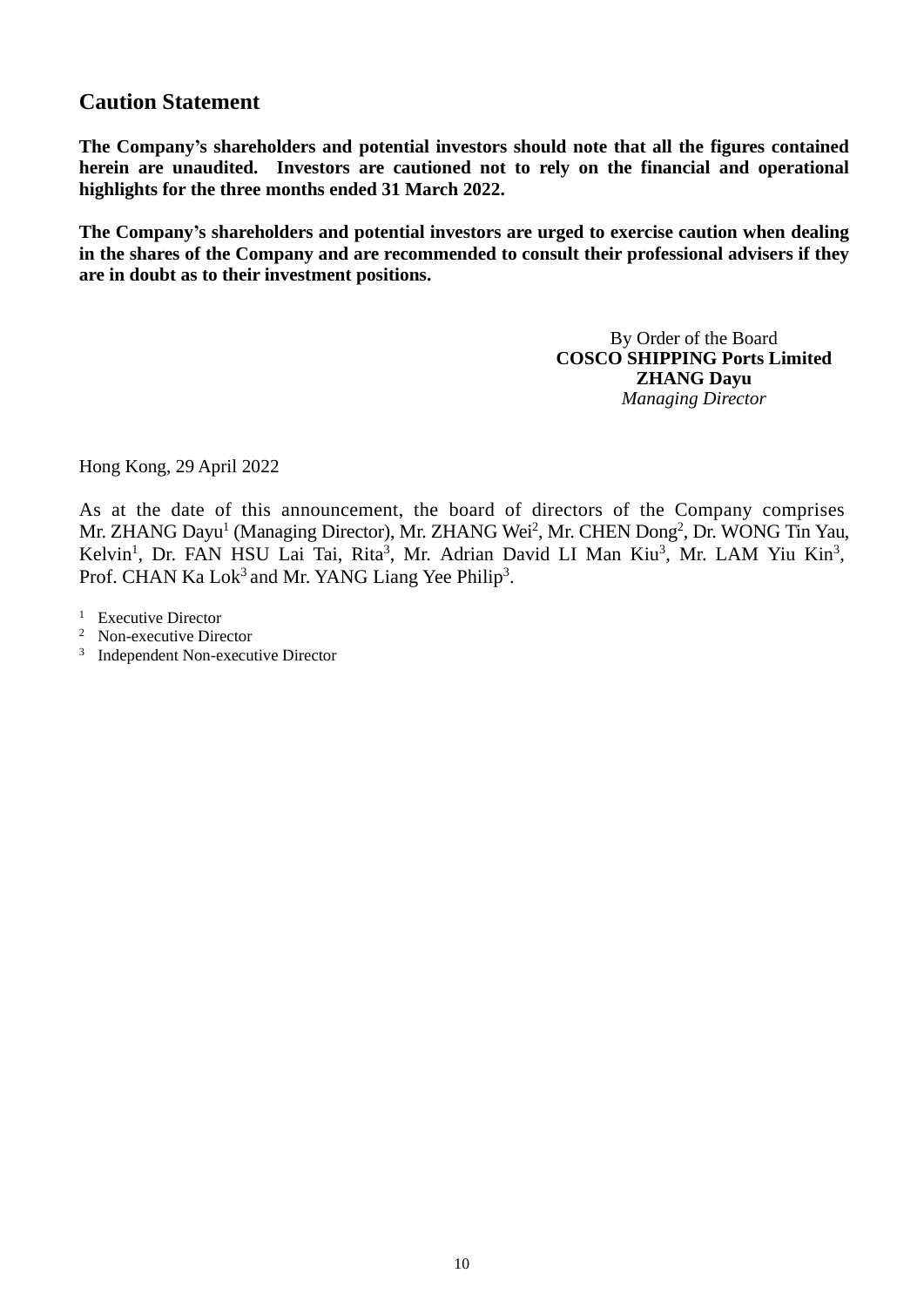## Caution Statement

**The Company's shareholders and potential investors should note that all the figures contained herein are unaudited. Investors are cautioned not to rely on the financial and operational highlights for the three months ended 31 March 2022.**

**The Company's shareholders and potential investors are urged to exercise caution when dealing in the shares of the Company and are recommended to consult their professional advisers if they are in doubt as to their investment positions.**

By Order of the Board
**COSCO SHIPPING Ports Limited**
**ZHANG Dayu**
*Managing Director*

Hong Kong, 29 April 2022

As at the date of this announcement, the board of directors of the Company comprises Mr. ZHANG Dayu[1] (Managing Director), Mr. ZHANG Wei[2], Mr. CHEN Dong[2], Dr. WONG Tin Yau, Kelvin[1], Dr. FAN HSU Lai Tai, Rita[3], Mr. Adrian David LI Man Kiu[3], Mr. LAM Yiu Kin[3], Prof. CHAN Ka Lok[3] and Mr. YANG Liang Yee Philip[3].

[1] Executive Director
[2] Non-executive Director
[3] Independent Non-executive Director